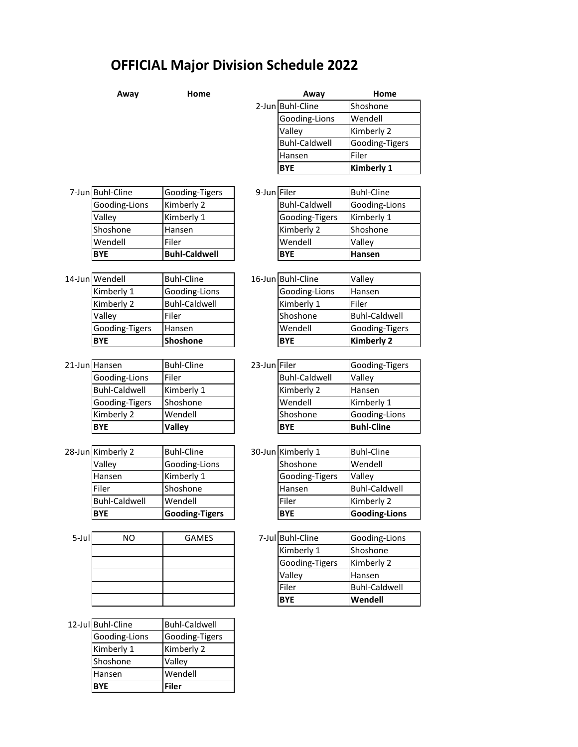# OFFICIAL Major Division Schedule 2022

| Date | Away | Home |
|---|---|---|
| 2-Jun | Buhl-Cline | Shoshone |
| | Gooding-Lions | Wendell |
| | Valley | Kimberly 2 |
| | Buhl-Caldwell | Gooding-Tigers |
| | Hansen | Filer |
| | **BYE** | **Kimberly 1** |
| 7-Jun | Buhl-Cline | Gooding-Tigers |
| | Gooding-Lions | Kimberly 2 |
| | Valley | Kimberly 1 |
| | Shoshone | Hansen |
| | Wendell | Filer |
| | **BYE** | **Buhl-Caldwell** |
| 9-Jun | Filer | Buhl-Cline |
| | Buhl-Caldwell | Gooding-Lions |
| | Gooding-Tigers | Kimberly 1 |
| | Kimberly 2 | Shoshone |
| | Wendell | Valley |
| | **BYE** | **Hansen** |
| 14-Jun | Wendell | Buhl-Cline |
| | Kimberly 1 | Gooding-Lions |
| | Kimberly 2 | Buhl-Caldwell |
| | Valley | Filer |
| | Gooding-Tigers | Hansen |
| | **BYE** | **Shoshone** |
| 16-Jun | Buhl-Cline | Valley |
| | Gooding-Lions | Hansen |
| | Kimberly 1 | Filer |
| | Shoshone | Buhl-Caldwell |
| | Wendell | Gooding-Tigers |
| | **BYE** | **Kimberly 2** |
| 21-Jun | Hansen | Buhl-Cline |
| | Gooding-Lions | Filer |
| | Buhl-Caldwell | Kimberly 1 |
| | Gooding-Tigers | Shoshone |
| | Kimberly 2 | Wendell |
| | **BYE** | **Valley** |
| 23-Jun | Filer | Gooding-Tigers |
| | Buhl-Caldwell | Valley |
| | Kimberly 2 | Hansen |
| | Wendell | Kimberly 1 |
| | Shoshone | Gooding-Lions |
| | **BYE** | **Buhl-Cline** |
| 28-Jun | Kimberly 2 | Buhl-Cline |
| | Valley | Gooding-Lions |
| | Hansen | Kimberly 1 |
| | Filer | Shoshone |
| | Buhl-Caldwell | Wendell |
| | **BYE** | **Gooding-Tigers** |
| 30-Jun | Kimberly 1 | Buhl-Cline |
| | Shoshone | Wendell |
| | Gooding-Tigers | Valley |
| | Hansen | Buhl-Caldwell |
| | Filer | Kimberly 2 |
| | **BYE** | **Gooding-Lions** |
| 5-Jul | NO | GAMES |
| 7-Jul | Buhl-Cline | Gooding-Lions |
| | Kimberly 1 | Shoshone |
| | Gooding-Tigers | Kimberly 2 |
| | Valley | Hansen |
| | Filer | Buhl-Caldwell |
| | **BYE** | **Wendell** |
| 12-Jul | Buhl-Cline | Buhl-Caldwell |
| | Gooding-Lions | Gooding-Tigers |
| | Kimberly 1 | Kimberly 2 |
| | Shoshone | Valley |
| | Hansen | Wendell |
| | **BYE** | **Filer** |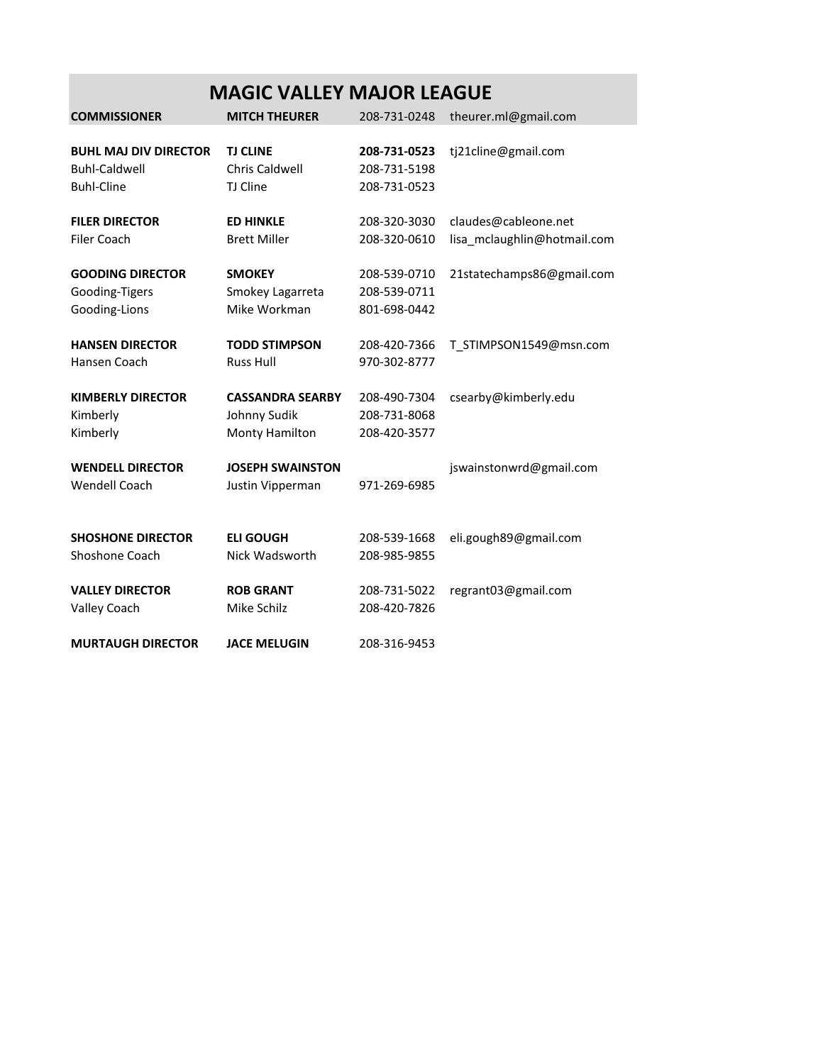# MAGIC VALLEY MAJOR LEAGUE

| | | | |
|---|---|---|---|
| **COMMISSIONER** | **MITCH THEURER** | 208-731-0248 | theurer.ml@gmail.com |
| | | | |
| **BUHL MAJ DIV DIRECTOR** | **TJ CLINE** | **208-731-0523** | tj21cline@gmail.com |
| Buhl-Caldwell | Chris Caldwell | 208-731-5198 | |
| Buhl-Cline | TJ Cline | 208-731-0523 | |
| | | | |
| **FILER DIRECTOR** | **ED HINKLE** | 208-320-3030 | claudes@cableone.net |
| Filer Coach | Brett Miller | 208-320-0610 | lisa_mclaughlin@hotmail.com |
| | | | |
| **GOODING DIRECTOR** | **SMOKEY** | 208-539-0710 | 21statechamps86@gmail.com |
| Gooding-Tigers | Smokey Lagarreta | 208-539-0711 | |
| Gooding-Lions | Mike Workman | 801-698-0442 | |
| | | | |
| **HANSEN DIRECTOR** | **TODD STIMPSON** | 208-420-7366 | T_STIMPSON1549@msn.com |
| Hansen Coach | Russ Hull | 970-302-8777 | |
| | | | |
| **KIMBERLY DIRECTOR** | **CASSANDRA SEARBY** | 208-490-7304 | csearby@kimberly.edu |
| Kimberly | Johnny Sudik | 208-731-8068 | |
| Kimberly | Monty Hamilton | 208-420-3577 | |
| | | | |
| **WENDELL DIRECTOR** | **JOSEPH SWAINSTON** | | jswainstonwrd@gmail.com |
| Wendell Coach | Justin Vipperman | 971-269-6985 | |
| | | | |
| **SHOSHONE DIRECTOR** | **ELI GOUGH** | 208-539-1668 | eli.gough89@gmail.com |
| Shoshone Coach | Nick Wadsworth | 208-985-9855 | |
| | | | |
| **VALLEY DIRECTOR** | **ROB GRANT** | 208-731-5022 | regrant03@gmail.com |
| Valley Coach | Mike Schilz | 208-420-7826 | |
| | | | |
| **MURTAUGH DIRECTOR** | **JACE MELUGIN** | 208-316-9453 | |